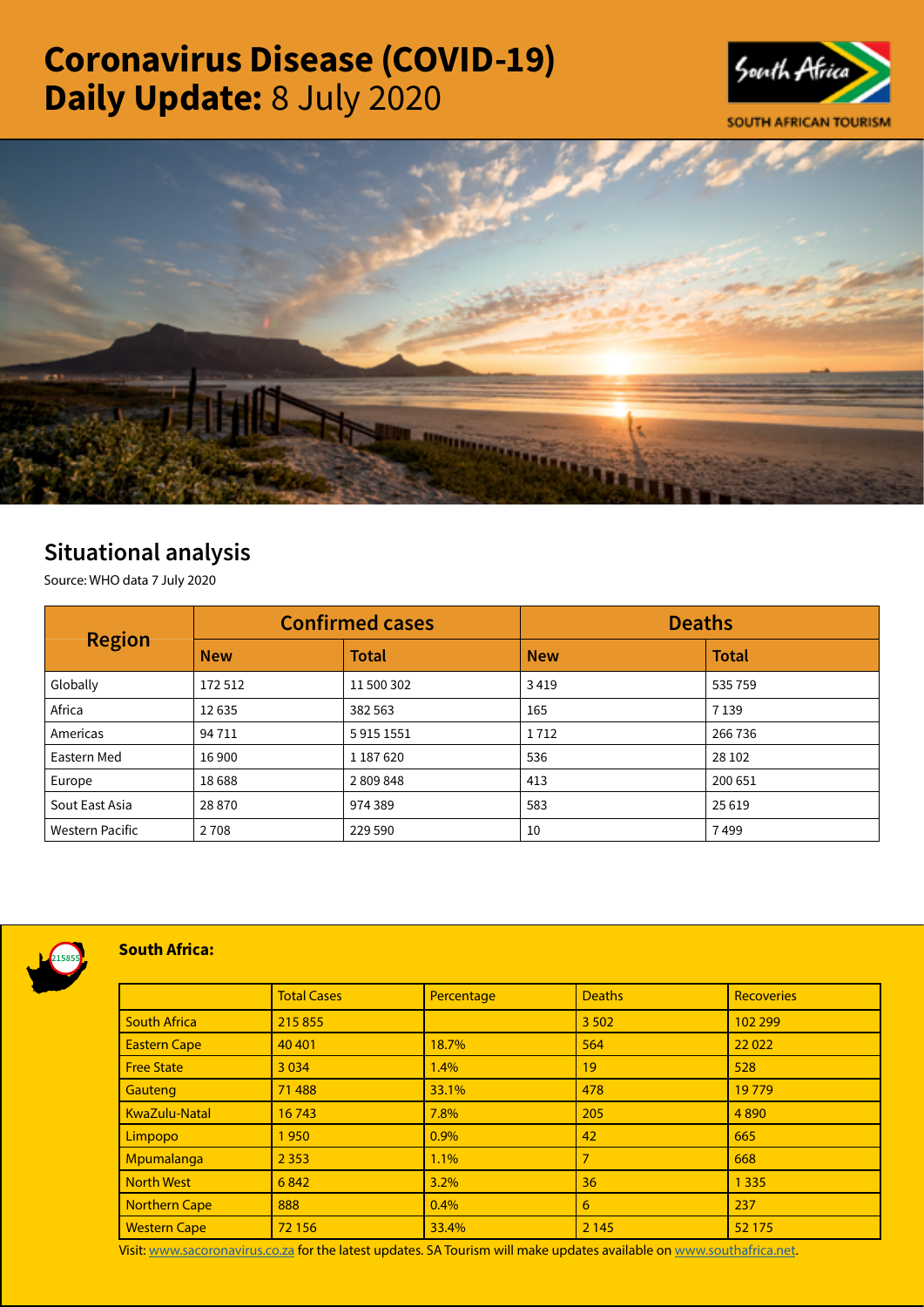# Coronavirus Disease (COVID-19) Daily Update: 8 July 2020

SOUTH AFRICAN TOURISM

## Situational analysis

Source: WHO data 7 July 2020

| Region | Confirmed cases | | Deaths | |
|---|---|---|---|---|
| | New | Total | New | Total |
| Globally | 172 512 | 11 500 302 | 3 419 | 535 759 |
| Africa | 12 635 | 382 563 | 165 | 7 139 |
| Americas | 94 711 | 5 915 1551 | 1 712 | 266 736 |
| Eastern Med | 16 900 | 1 187 620 | 536 | 28 102 |
| Europe | 18 688 | 2 809 848 | 413 | 200 651 |
| Sout East Asia | 28 870 | 974 389 | 583 | 25 619 |
| Western Pacific | 2 708 | 229 590 | 10 | 7 499 |

### South Africa:

215855

| | Total Cases | Percentage | Deaths | Recoveries |
|---|---|---|---|---|
| South Africa | 215 855 | | 3 502 | 102 299 |
| Eastern Cape | 40 401 | 18.7% | 564 | 22 022 |
| Free State | 3 034 | 1.4% | 19 | 528 |
| Gauteng | 71 488 | 33.1% | 478 | 19 779 |
| KwaZulu-Natal | 16 743 | 7.8% | 205 | 4 890 |
| Limpopo | 1 950 | 0.9% | 42 | 665 |
| Mpumalanga | 2 353 | 1.1% | 7 | 668 |
| North West | 6 842 | 3.2% | 36 | 1 335 |
| Northern Cape | 888 | 0.4% | 6 | 237 |
| Western Cape | 72 156 | 33.4% | 2 145 | 52 175 |

Visit: www.sacoronavirus.co.za for the latest updates. SA Tourism will make updates available on www.southafrica.net.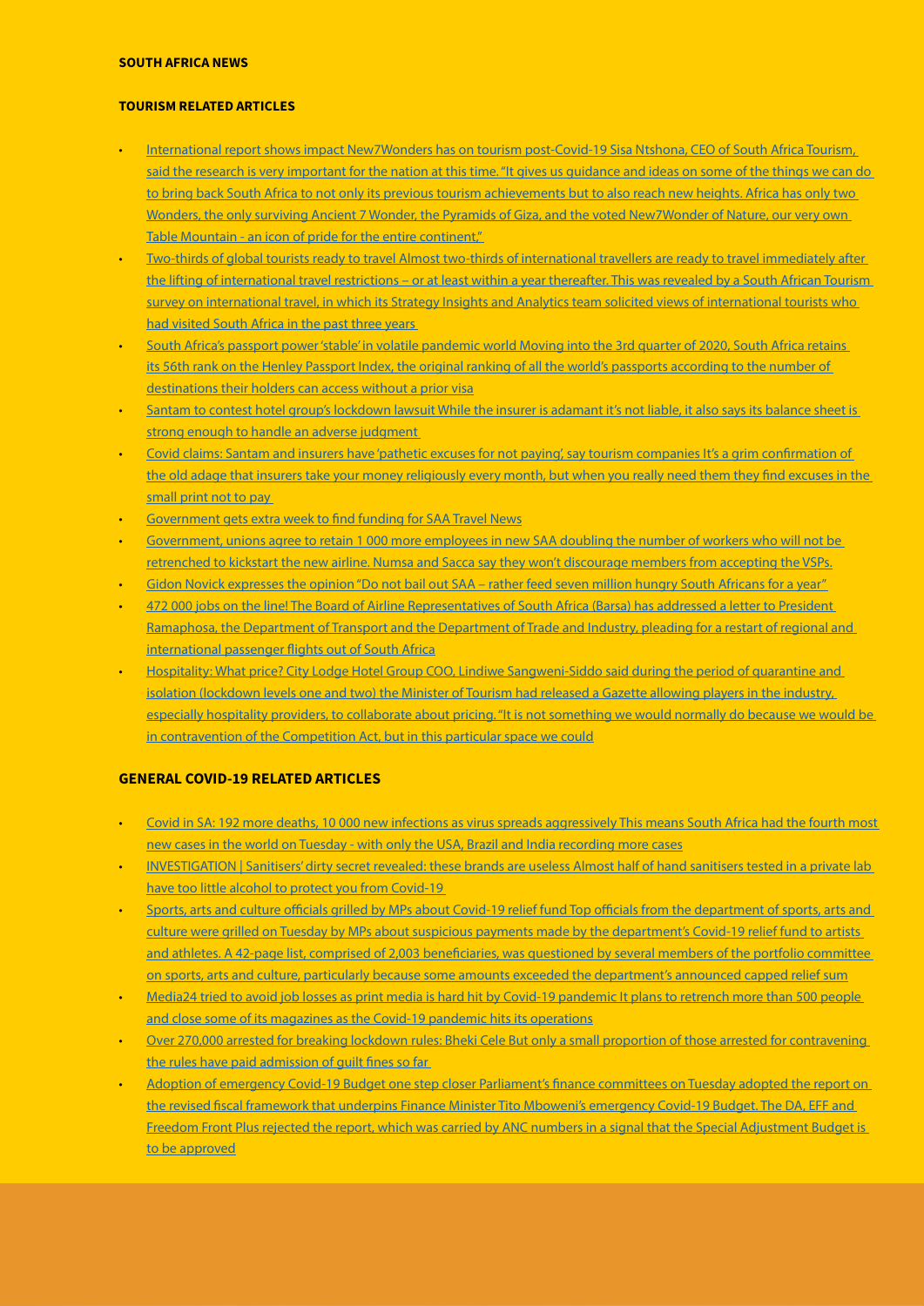**SOUTH AFRICA NEWS**

**TOURISM RELATED ARTICLES**

- International report shows impact New7Wonders has on tourism post-Covid-19 Sisa Ntshona, CEO of South Africa Tourism, said the research is very important for the nation at this time. "It gives us guidance and ideas on some of the things we can do to bring back South Africa to not only its previous tourism achievements but to also reach new heights. Africa has only two Wonders, the only surviving Ancient 7 Wonder, the Pyramids of Giza, and the voted New7Wonder of Nature, our very own Table Mountain - an icon of pride for the entire continent,"
- Two-thirds of global tourists ready to travel Almost two-thirds of international travellers are ready to travel immediately after the lifting of international travel restrictions – or at least within a year thereafter. This was revealed by a South African Tourism survey on international travel, in which its Strategy Insights and Analytics team solicited views of international tourists who had visited South Africa in the past three years
- South Africa's passport power 'stable' in volatile pandemic world Moving into the 3rd quarter of 2020, South Africa retains its 56th rank on the Henley Passport Index, the original ranking of all the world's passports according to the number of destinations their holders can access without a prior visa
- Santam to contest hotel group's lockdown lawsuit While the insurer is adamant it's not liable, it also says its balance sheet is strong enough to handle an adverse judgment
- Covid claims: Santam and insurers have 'pathetic excuses for not paying', say tourism companies It's a grim confirmation of the old adage that insurers take your money religiously every month, but when you really need them they find excuses in the small print not to pay
- Government gets extra week to find funding for SAA Travel News
- Government, unions agree to retain 1 000 more employees in new SAA doubling the number of workers who will not be retrenched to kickstart the new airline. Numsa and Sacca say they won't discourage members from accepting the VSPs.
- Gidon Novick expresses the opinion "Do not bail out SAA – rather feed seven million hungry South Africans for a year"
- 472 000 jobs on the line! The Board of Airline Representatives of South Africa (Barsa) has addressed a letter to President Ramaphosa, the Department of Transport and the Department of Trade and Industry, pleading for a restart of regional and international passenger flights out of South Africa
- Hospitality: What price? City Lodge Hotel Group COO, Lindiwe Sangweni-Siddo said during the period of quarantine and isolation (lockdown levels one and two) the Minister of Tourism had released a Gazette allowing players in the industry, especially hospitality providers, to collaborate about pricing. "It is not something we would normally do because we would be in contravention of the Competition Act, but in this particular space we could

**GENERAL COVID-19 RELATED ARTICLES**

- Covid in SA: 192 more deaths, 10 000 new infections as virus spreads aggressively This means South Africa had the fourth most new cases in the world on Tuesday - with only the USA, Brazil and India recording more cases
- INVESTIGATION | Sanitisers' dirty secret revealed: these brands are useless Almost half of hand sanitisers tested in a private lab have too little alcohol to protect you from Covid-19
- Sports, arts and culture officials grilled by MPs about Covid-19 relief fund Top officials from the department of sports, arts and culture were grilled on Tuesday by MPs about suspicious payments made by the department's Covid-19 relief fund to artists and athletes. A 42-page list, comprised of 2,003 beneficiaries, was questioned by several members of the portfolio committee on sports, arts and culture, particularly because some amounts exceeded the department's announced capped relief sum
- Media24 tried to avoid job losses as print media is hard hit by Covid-19 pandemic It plans to retrench more than 500 people and close some of its magazines as the Covid-19 pandemic hits its operations
- Over 270,000 arrested for breaking lockdown rules: Bheki Cele But only a small proportion of those arrested for contravening the rules have paid admission of guilt fines so far
- Adoption of emergency Covid-19 Budget one step closer Parliament's finance committees on Tuesday adopted the report on the revised fiscal framework that underpins Finance Minister Tito Mboweni's emergency Covid-19 Budget. The DA, EFF and Freedom Front Plus rejected the report, which was carried by ANC numbers in a signal that the Special Adjustment Budget is to be approved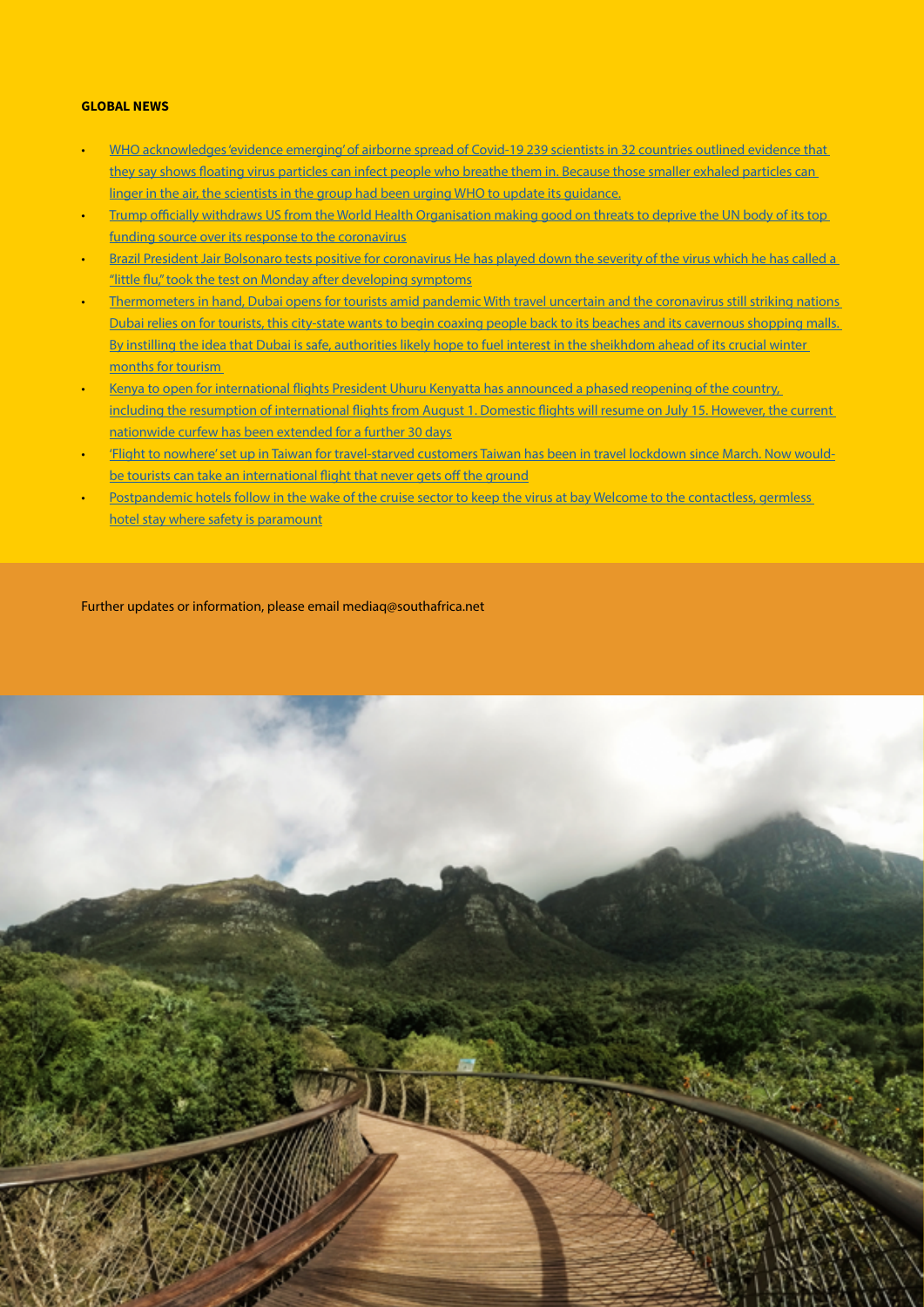**GLOBAL NEWS**

- WHO acknowledges 'evidence emerging' of airborne spread of Covid-19 239 scientists in 32 countries outlined evidence that they say shows floating virus particles can infect people who breathe them in. Because those smaller exhaled particles can linger in the air, the scientists in the group had been urging WHO to update its guidance.
- Trump officially withdraws US from the World Health Organisation making good on threats to deprive the UN body of its top funding source over its response to the coronavirus
- Brazil President Jair Bolsonaro tests positive for coronavirus He has played down the severity of the virus which he has called a "little flu," took the test on Monday after developing symptoms
- Thermometers in hand, Dubai opens for tourists amid pandemic With travel uncertain and the coronavirus still striking nations Dubai relies on for tourists, this city-state wants to begin coaxing people back to its beaches and its cavernous shopping malls. By instilling the idea that Dubai is safe, authorities likely hope to fuel interest in the sheikhdom ahead of its crucial winter months for tourism
- Kenya to open for international flights President Uhuru Kenyatta has announced a phased reopening of the country, including the resumption of international flights from August 1. Domestic flights will resume on July 15. However, the current nationwide curfew has been extended for a further 30 days
- 'Flight to nowhere' set up in Taiwan for travel-starved customers Taiwan has been in travel lockdown since March. Now would-be tourists can take an international flight that never gets off the ground
- Postpandemic hotels follow in the wake of the cruise sector to keep the virus at bay Welcome to the contactless, germless hotel stay where safety is paramount

Further updates or information, please email mediaq@southafrica.net